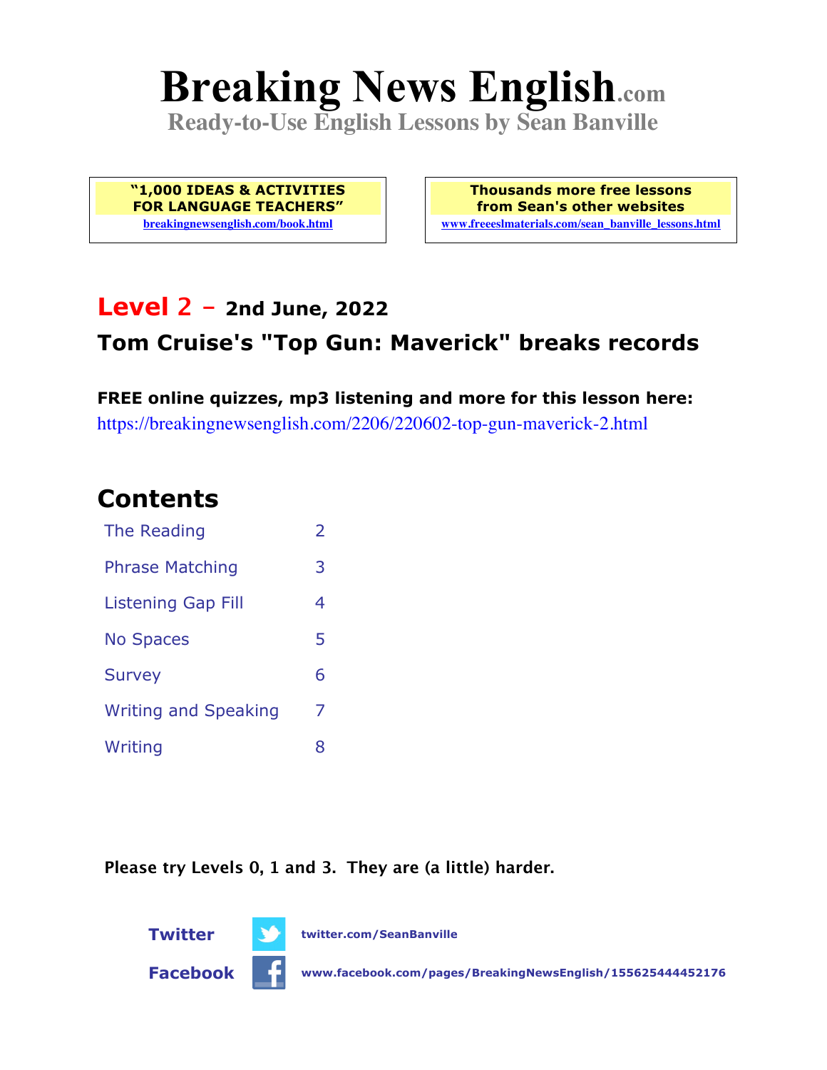# Breaking News English.com

**Ready-to-Use English Lessons by Sean Banville**

**"1,000 IDEAS & ACTIVITIES FOR LANGUAGE TEACHERS"**
breakingnewsenglish.com/book.html

**Thousands more free lessons from Sean's other websites**
www.freeeslmaterials.com/sean_banville_lessons.html

## Level 2 – 2nd June, 2022

## Tom Cruise's "Top Gun: Maverick" breaks records

**FREE online quizzes, mp3 listening and more for this lesson here:**
https://breakingnewsenglish.com/2206/220602-top-gun-maverick-2.html

## Contents

| | |
|---|---|
| The Reading | 2 |
| Phrase Matching | 3 |
| Listening Gap Fill | 4 |
| No Spaces | 5 |
| Survey | 6 |
| Writing and Speaking | 7 |
| Writing | 8 |

**Please try Levels 0, 1 and 3. They are (a little) harder.**

**Twitter** twitter.com/SeanBanville

**Facebook** www.facebook.com/pages/BreakingNewsEnglish/155625444452176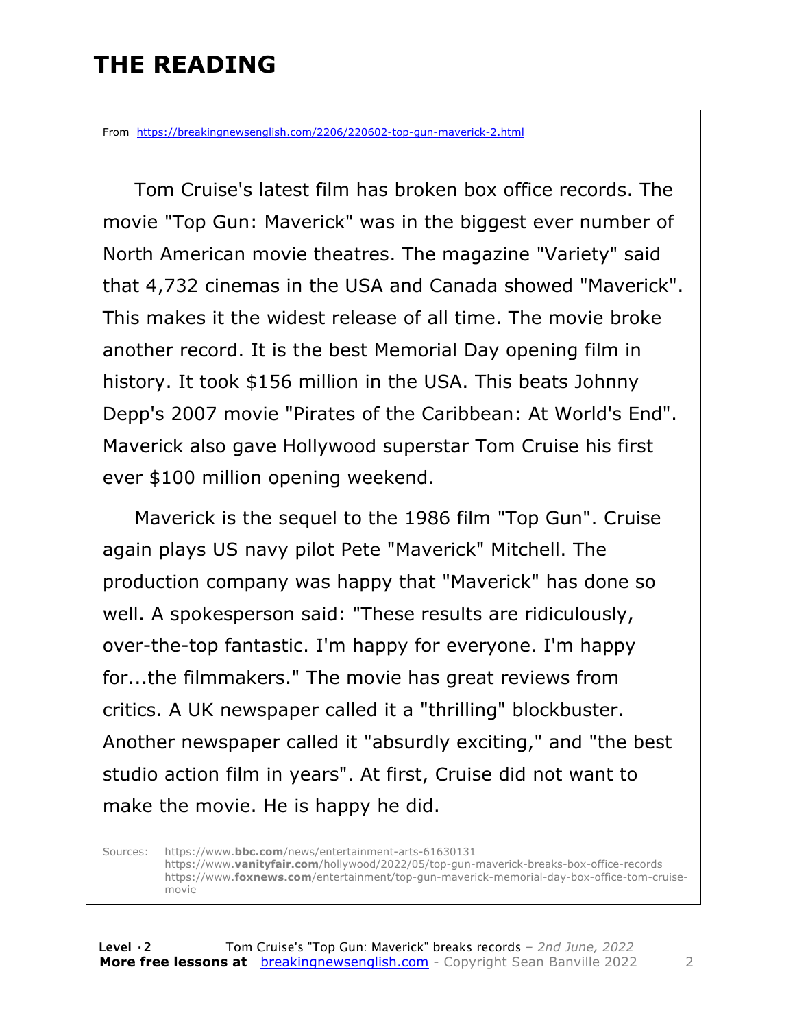# THE READING

From https://breakingnewsenglish.com/2206/220602-top-gun-maverick-2.html

Tom Cruise's latest film has broken box office records. The movie "Top Gun: Maverick" was in the biggest ever number of North American movie theatres. The magazine "Variety" said that 4,732 cinemas in the USA and Canada showed "Maverick". This makes it the widest release of all time. The movie broke another record. It is the best Memorial Day opening film in history. It took $156 million in the USA. This beats Johnny Depp's 2007 movie "Pirates of the Caribbean: At World's End". Maverick also gave Hollywood superstar Tom Cruise his first ever $100 million opening weekend.

Maverick is the sequel to the 1986 film "Top Gun". Cruise again plays US navy pilot Pete "Maverick" Mitchell. The production company was happy that "Maverick" has done so well. A spokesperson said: "These results are ridiculously, over-the-top fantastic. I'm happy for everyone. I'm happy for...the filmmakers." The movie has great reviews from critics. A UK newspaper called it a "thrilling" blockbuster. Another newspaper called it "absurdly exciting," and "the best studio action film in years". At first, Cruise did not want to make the movie. He is happy he did.

Sources: https://www.**bbc.com**/news/entertainment-arts-61630131
https://www.**vanityfair.com**/hollywood/2022/05/top-gun-maverick-breaks-box-office-records
https://www.**foxnews.com**/entertainment/top-gun-maverick-memorial-day-box-office-tom-cruise-movie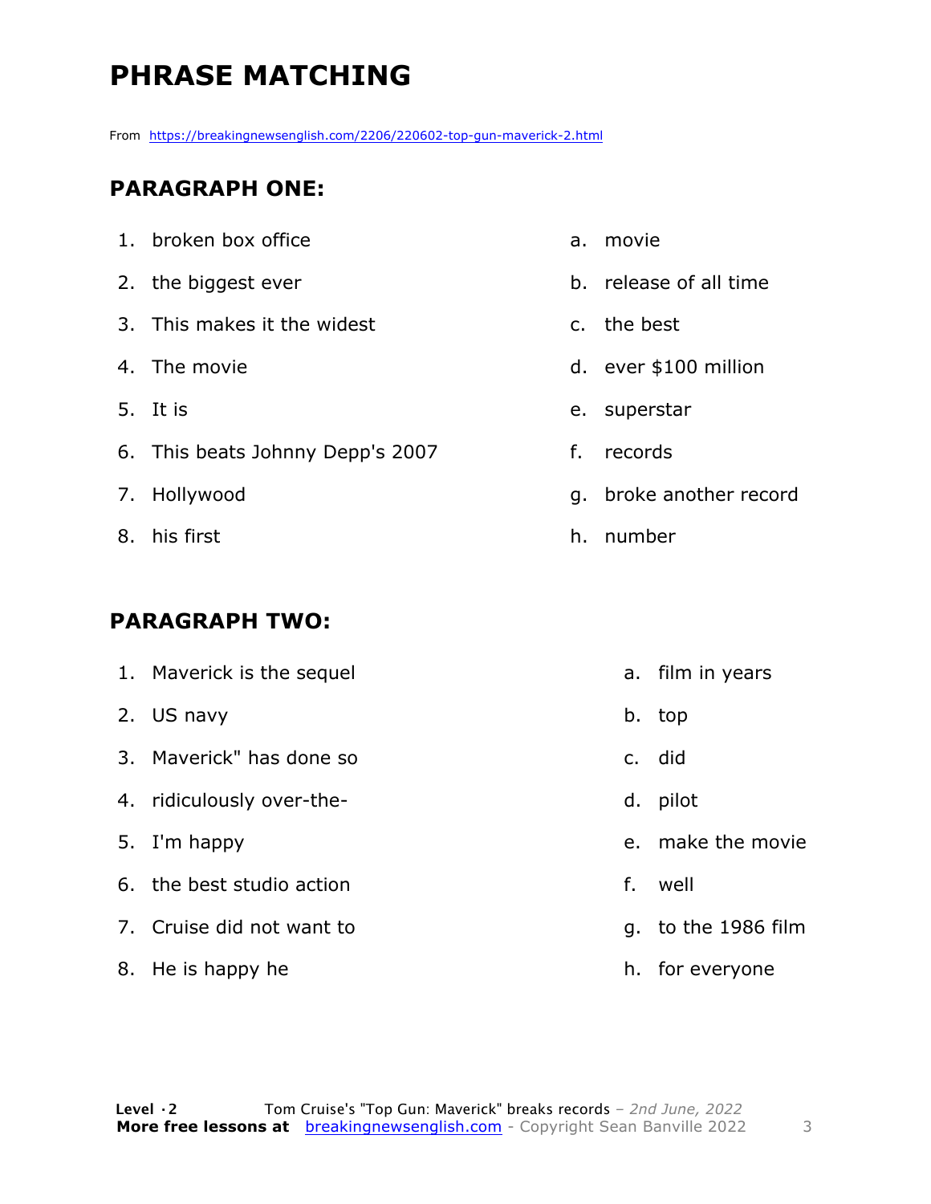# PHRASE MATCHING

From https://breakingnewsenglish.com/2206/220602-top-gun-maverick-2.html

## PARAGRAPH ONE:

1. broken box office
2. the biggest ever
3. This makes it the widest
4. The movie
5. It is
6. This beats Johnny Depp's 2007
7. Hollywood
8. his first

a. movie
b. release of all time
c. the best
d. ever $100 million
e. superstar
f. records
g. broke another record
h. number

## PARAGRAPH TWO:

1. Maverick is the sequel
2. US navy
3. Maverick" has done so
4. ridiculously over-the-
5. I'm happy
6. the best studio action
7. Cruise did not want to
8. He is happy he

a. film in years
b. top
c. did
d. pilot
e. make the movie
f. well
g. to the 1986 film
h. for everyone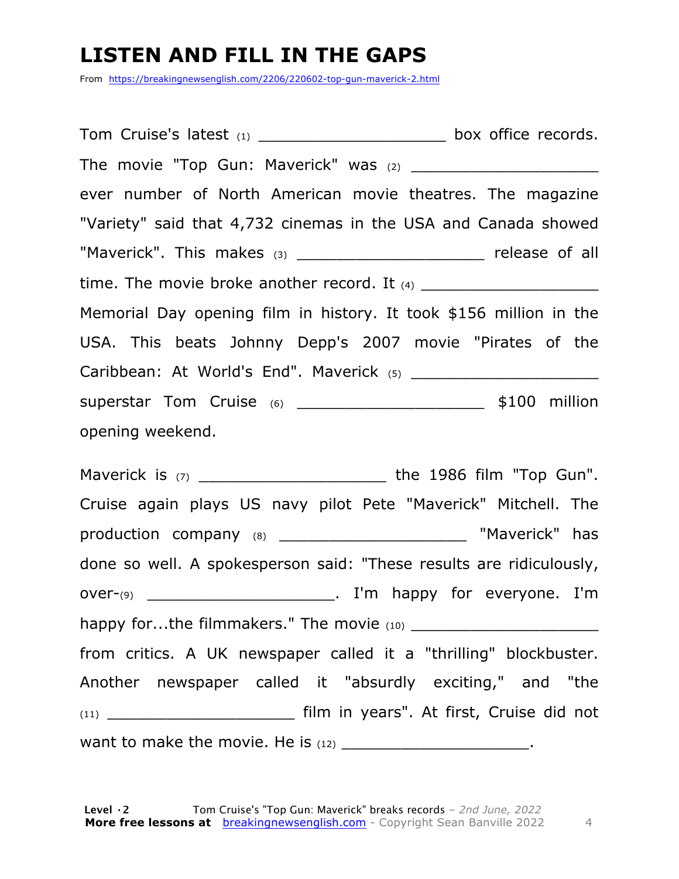# LISTEN AND FILL IN THE GAPS

From https://breakingnewsenglish.com/2206/220602-top-gun-maverick-2.html

Tom Cruise's latest (1) ____________________ box office records. The movie "Top Gun: Maverick" was (2) ____________________ ever number of North American movie theatres. The magazine "Variety" said that 4,732 cinemas in the USA and Canada showed "Maverick". This makes (3) ____________________ release of all time. The movie broke another record. It (4) ____________________ Memorial Day opening film in history. It took $156 million in the USA. This beats Johnny Depp's 2007 movie "Pirates of the Caribbean: At World's End". Maverick (5) ____________________ superstar Tom Cruise (6) ____________________ $100 million opening weekend.

Maverick is (7) ____________________ the 1986 film "Top Gun". Cruise again plays US navy pilot Pete "Maverick" Mitchell. The production company (8) ____________________ "Maverick" has done so well. A spokesperson said: "These results are ridiculously, over-(9) ____________________. I'm happy for everyone. I'm happy for...the filmmakers." The movie (10) ____________________ from critics. A UK newspaper called it a "thrilling" blockbuster. Another newspaper called it "absurdly exciting," and "the (11) ____________________ film in years". At first, Cruise did not want to make the movie. He is (12) ____________________.

**Level ·2** Tom Cruise's "Top Gun: Maverick" breaks records – *2nd June, 2022*
**More free lessons at** breakingnewsenglish.com - Copyright Sean Banville 2022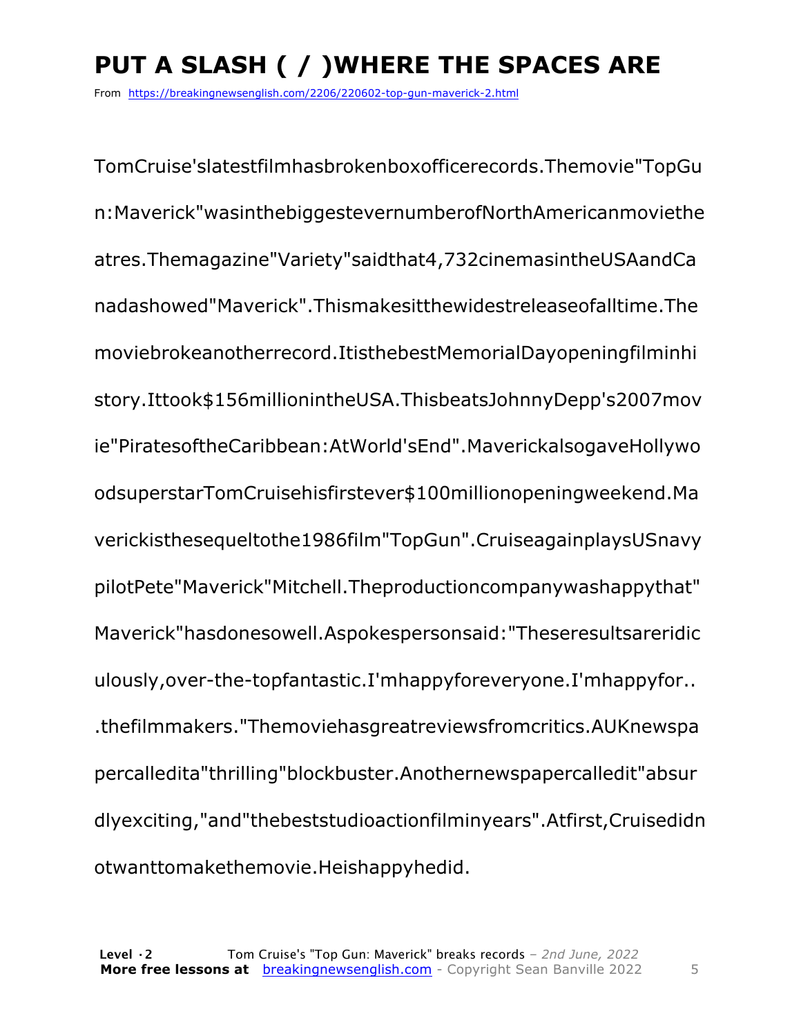# PUT A SLASH ( / )WHERE THE SPACES ARE

From https://breakingnewsenglish.com/2206/220602-top-gun-maverick-2.html

TomCruise'slatestfilmhasbrokenboxofficerecords.Themovie"TopGu n:Maverick"wasinthebiggestevernumberofNorthAmericanmoviethe atres.Themagazine"Variety"saidthat4,732cinemasintheUSAandCa nadashowed"Maverick".Thismakesitthewidestreleaseofalltime.The moviebrokeanotherrecord.ItisthebestMemorialDayopeningfilminhi story.Ittook$156millionintheUSA.ThisbeatsJohnnyDepp's2007mov ie"PiratesoftheCaribbean:AtWorld'sEnd".MaverickalsogaveHollywo odsuperstarTomCruisehisfirstever$100millionopeningweekend.Ma verickisthesequeltothe1986film"TopGun".CruiseagainplaysUSnavy pilotPete"Maverick"Mitchell.Theproductioncompanywashappythat" Maverick"hasdonesowell.Aspokespersonsaid:"Theseresultsareridic ulously,over-the-topfantastic.I'mhappyforeveryone.I'mhappyfor.. .thefilmmakers."Themoviehasgreatreviewsfromcritics.AUKnewspa percalledita"thrilling"blockbuster.Anothernewspapercalledit"absur dlyexciting,"and"thebeststudioactionfilminyears".Atfirst,Cruisedidn otwanttomakethemovie.Heishappyhedid.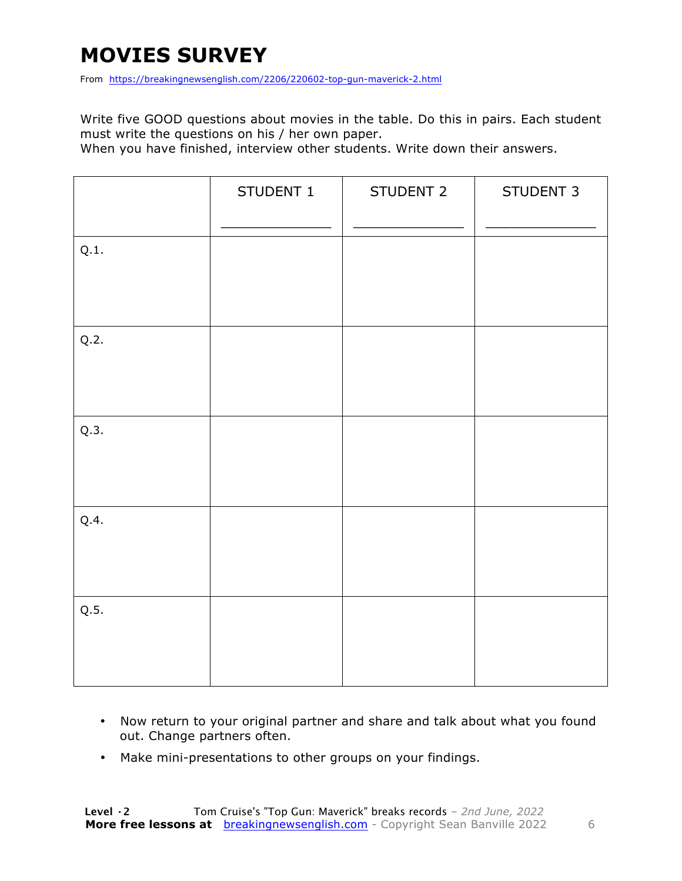# MOVIES SURVEY

From https://breakingnewsenglish.com/2206/220602-top-gun-maverick-2.html

Write five GOOD questions about movies in the table. Do this in pairs. Each student must write the questions on his / her own paper.
When you have finished, interview other students. Write down their answers.

| | STUDENT 1<br>_____________ | STUDENT 2<br>_____________ | STUDENT 3<br>_____________ |
|---|---|---|---|
| Q.1. | | | |
| Q.2. | | | |
| Q.3. | | | |
| Q.4. | | | |
| Q.5. | | | |

- Now return to your original partner and share and talk about what you found out. Change partners often.
- Make mini-presentations to other groups on your findings.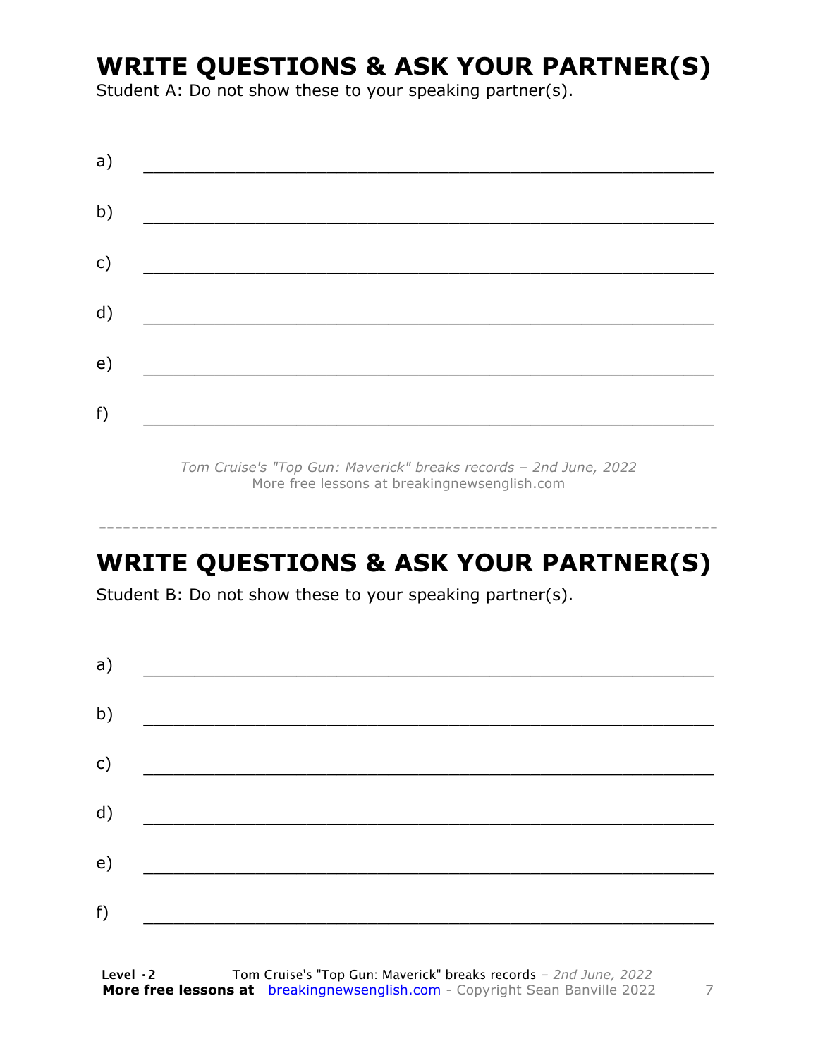# WRITE QUESTIONS & ASK YOUR PARTNER(S)

Student A: Do not show these to your speaking partner(s).

a) ___________________________________________________________

b) ___________________________________________________________

c) ___________________________________________________________

d) ___________________________________________________________

e) ___________________________________________________________

f) ___________________________________________________________

*Tom Cruise's "Top Gun: Maverick" breaks records – 2nd June, 2022*
More free lessons at breakingnewsenglish.com

---

# WRITE QUESTIONS & ASK YOUR PARTNER(S)

Student B: Do not show these to your speaking partner(s).

a) ___________________________________________________________

b) ___________________________________________________________

c) ___________________________________________________________

d) ___________________________________________________________

e) ___________________________________________________________

f) ___________________________________________________________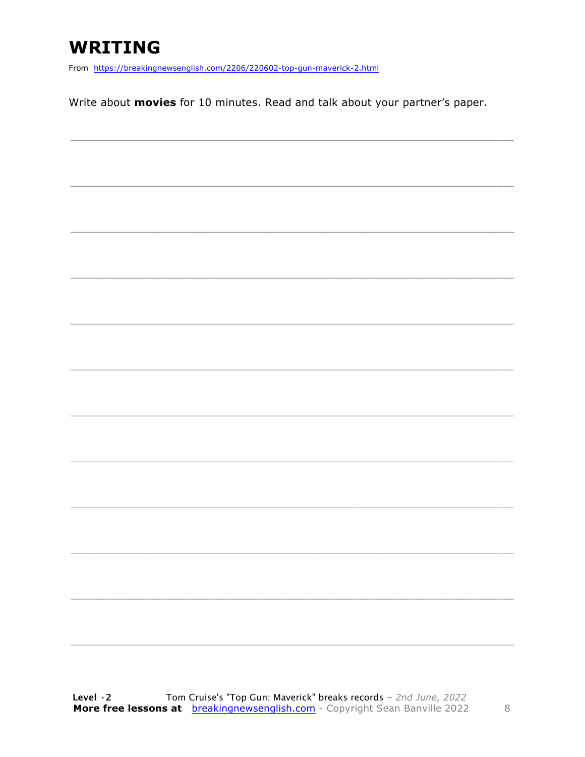# WRITING

From https://breakingnewsenglish.com/2206/220602-top-gun-maverick-2.html

Write about **movies** for 10 minutes. Read and talk about your partner's paper.

___________________________________________________________________________

___________________________________________________________________________

___________________________________________________________________________

___________________________________________________________________________

___________________________________________________________________________

___________________________________________________________________________

___________________________________________________________________________

___________________________________________________________________________

___________________________________________________________________________

___________________________________________________________________________

___________________________________________________________________________

___________________________________________________________________________